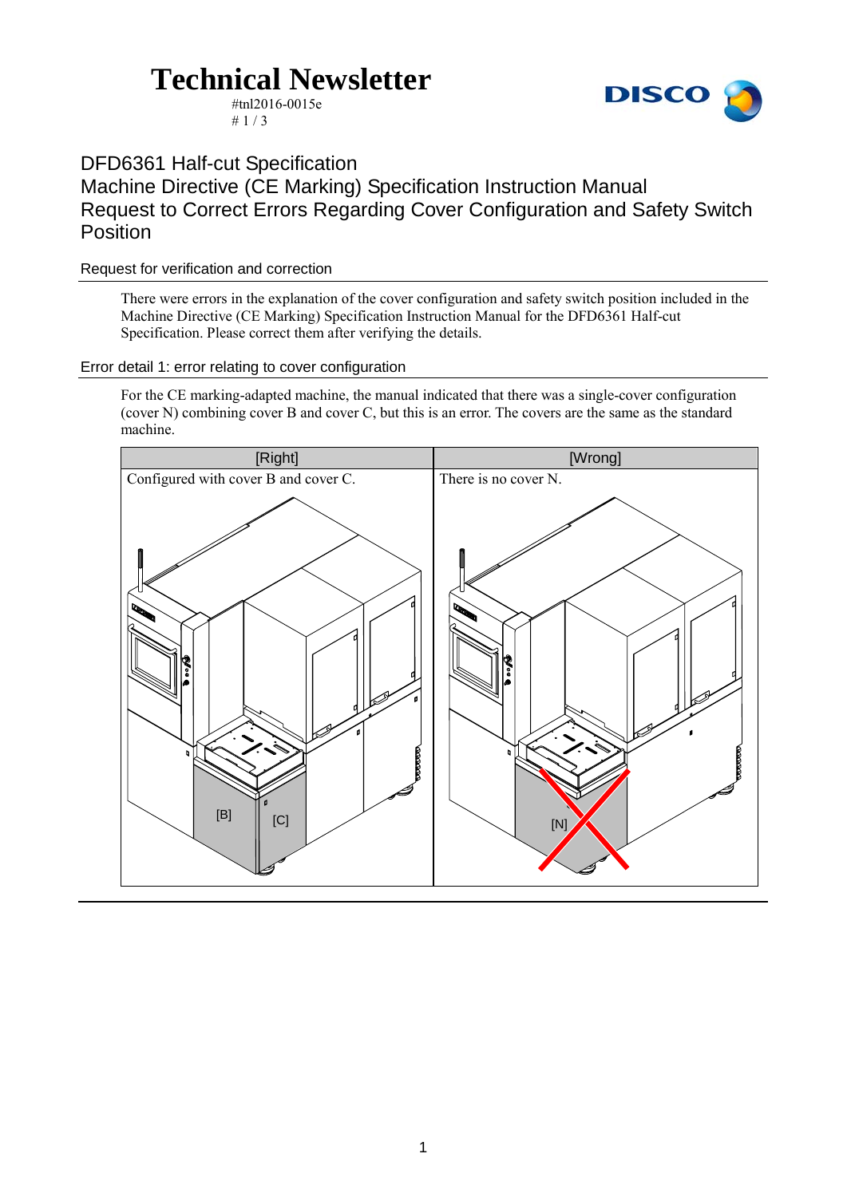# Technical Newsletter

#tnl2016-0015e

DISCO

## DFD6361 Half-cut Specification
## Machine Directive (CE Marking) Specification Instruction Manual
## Request to Correct Errors Regarding Cover Configuration and Safety Switch Position

### Request for verification and correction

There were errors in the explanation of the cover configuration and safety switch position included in the Machine Directive (CE Marking) Specification Instruction Manual for the DFD6361 Half-cut Specification. Please correct them after verifying the details.

### Error detail 1: error relating to cover configuration

For the CE marking-adapted machine, the manual indicated that there was a single-cover configuration (cover N) combining cover B and cover C, but this is an error. The covers are the same as the standard machine.

| [Right] | [Wrong] |
| --- | --- |
| Configured with cover B and cover C. | There is no cover N. |
| [B] [C] | [N] |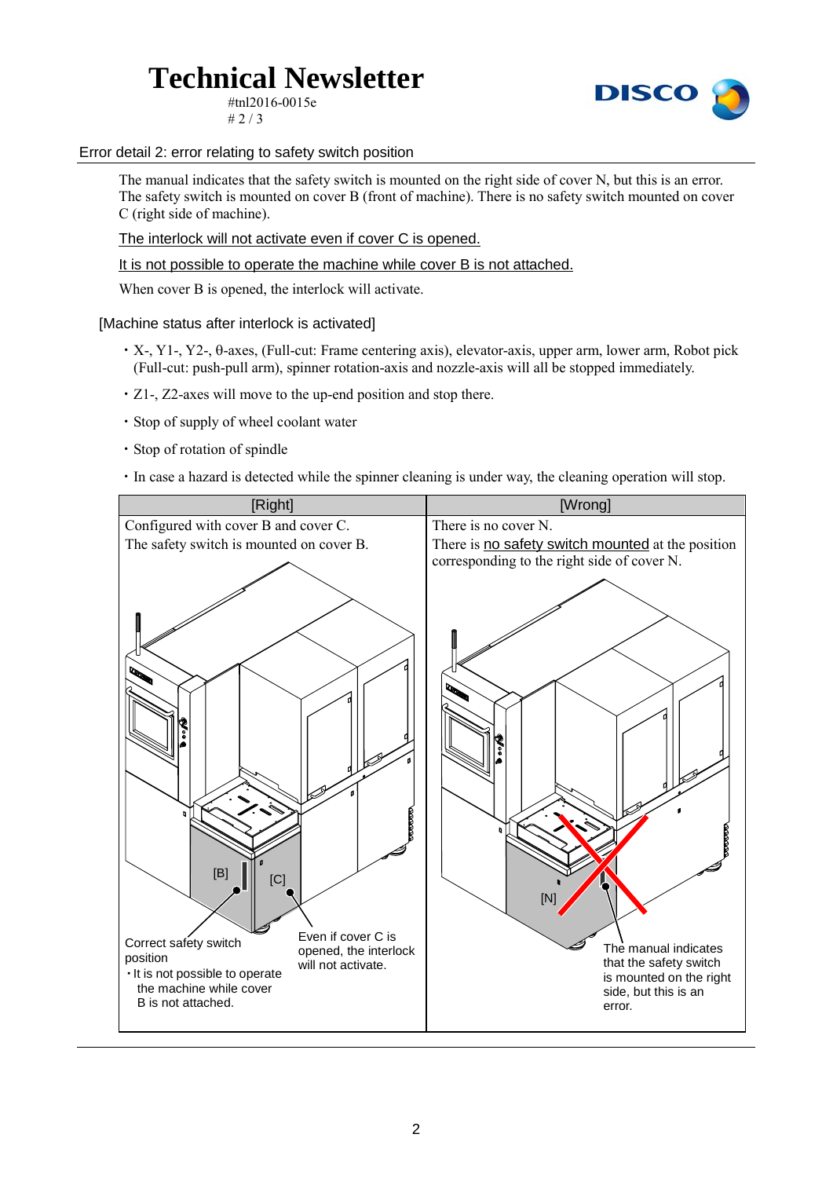## Error detail 2: error relating to safety switch position

The manual indicates that the safety switch is mounted on the right side of cover N, but this is an error. The safety switch is mounted on cover B (front of machine). There is no safety switch mounted on cover C (right side of machine).

The interlock will not activate even if cover C is opened.

It is not possible to operate the machine while cover B is not attached.

When cover B is opened, the interlock will activate.

### [Machine status after interlock is activated]

- X-, Y1-, Y2-, θ-axes, (Full-cut: Frame centering axis), elevator-axis, upper arm, lower arm, Robot pick (Full-cut: push-pull arm), spinner rotation-axis and nozzle-axis will all be stopped immediately.
- Z1-, Z2-axes will move to the up-end position and stop there.
- Stop of supply of wheel coolant water
- Stop of rotation of spindle
- In case a hazard is detected while the spinner cleaning is under way, the cleaning operation will stop.

| [Right] | [Wrong] |
|---|---|
| Configured with cover B and cover C.<br>The safety switch is mounted on cover B.<br><br>[B] [C]<br>Correct safety switch position<br>・It is not possible to operate the machine while cover B is not attached.<br>Even if cover C is opened, the interlock will not activate. | There is no cover N.<br>There is no safety switch mounted at the position corresponding to the right side of cover N.<br><br>[N]<br>The manual indicates that the safety switch is mounted on the right side, but this is an error. |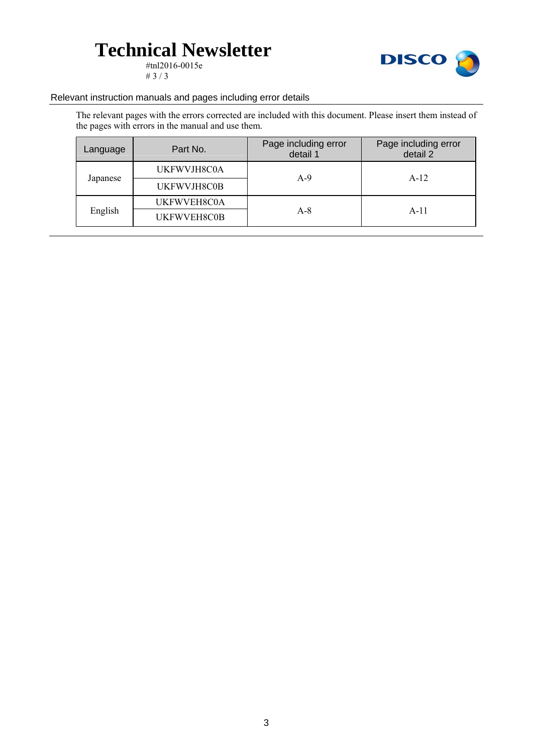## Relevant instruction manuals and pages including error details

The relevant pages with the errors corrected are included with this document. Please insert them instead of the pages with errors in the manual and use them.

| Language | Part No. | Page including error detail 1 | Page including error detail 2 |
|---|---|---|---|
| Japanese | UKFWVJH8C0A | A-9 | A-12 |
| | UKFWVJH8C0B | | |
| English | UKFWVEH8C0A | A-8 | A-11 |
| | UKFWVEH8C0B | | |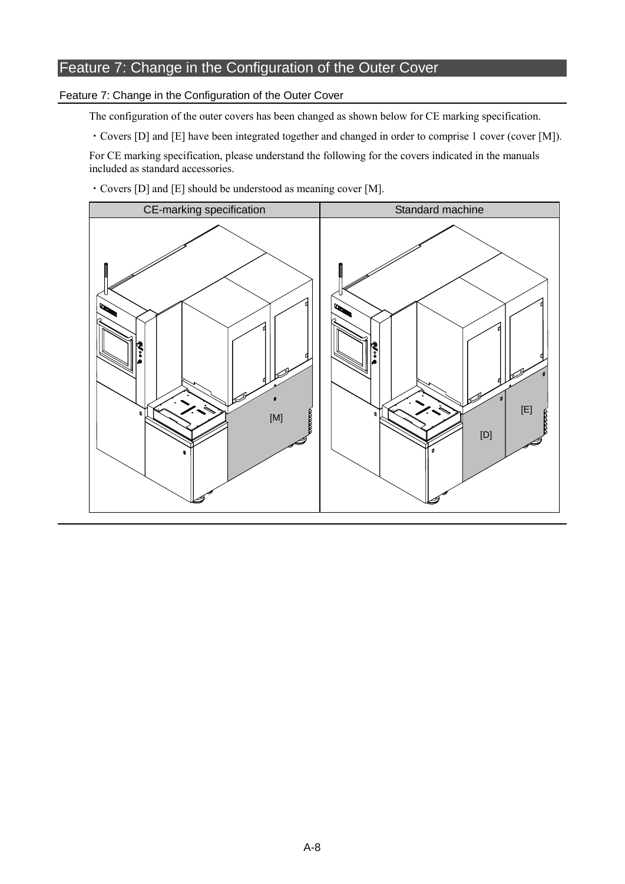# Feature 7: Change in the Configuration of the Outer Cover

## Feature 7: Change in the Configuration of the Outer Cover

The configuration of the outer covers has been changed as shown below for CE marking specification.

・Covers [D] and [E] have been integrated together and changed in order to comprise 1 cover (cover [M]).

For CE marking specification, please understand the following for the covers indicated in the manuals included as standard accessories.

・Covers [D] and [E] should be understood as meaning cover [M].

| CE-marking specification | Standard machine |
|---|---|
| [M] | [E] [D] |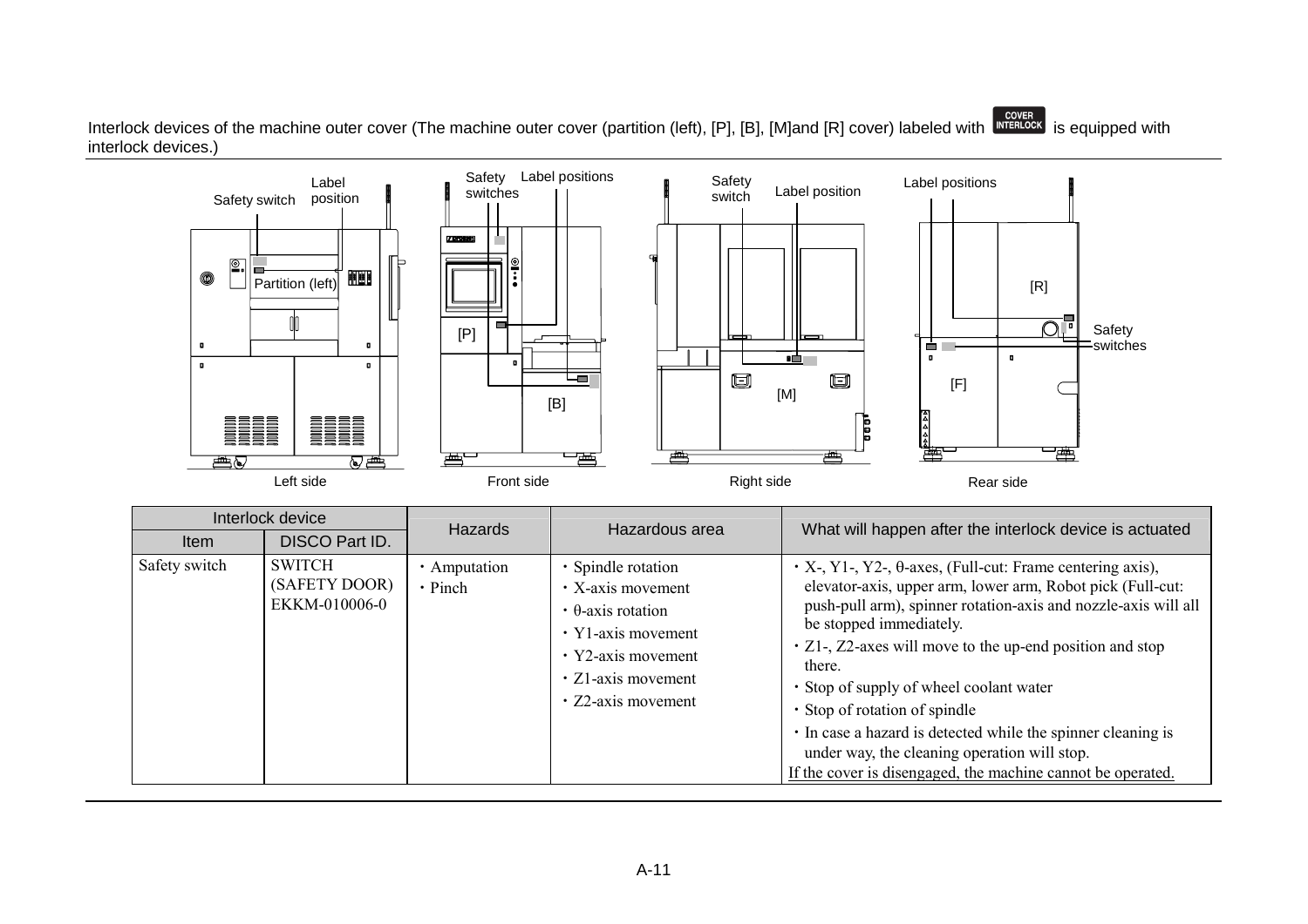Interlock devices of the machine outer cover (The machine outer cover (partition (left), [P], [B], [M]and [R] cover) labeled with COVER INTERLOCK is equipped with interlock devices.)

Safety switch
Label position
Partition (left)
Left side

Safety switches
Label positions
[P]
[B]
Front side

Safety switch
Label position
[M]
Right side

Label positions
[R]
Safety switches
[F]
Rear side

| Interlock device | | Hazards | Hazardous area | What will happen after the interlock device is actuated |
|---|---|---|---|---|
| Item | DISCO Part ID. | | | |
| Safety switch | SWITCH (SAFETY DOOR) EKKM-010006-0 | ・Amputation<br>・Pinch | ・Spindle rotation<br>・X-axis movement<br>・θ-axis rotation<br>・Y1-axis movement<br>・Y2-axis movement<br>・Z1-axis movement<br>・Z2-axis movement | ・X-, Y1-, Y2-, θ-axes, (Full-cut: Frame centering axis), elevator-axis, upper arm, lower arm, Robot pick (Full-cut: push-pull arm), spinner rotation-axis and nozzle-axis will all be stopped immediately.<br>・Z1-, Z2-axes will move to the up-end position and stop there.<br>・Stop of supply of wheel coolant water<br>・Stop of rotation of spindle<br>・In case a hazard is detected while the spinner cleaning is under way, the cleaning operation will stop.<br>If the cover is disengaged, the machine cannot be operated. |